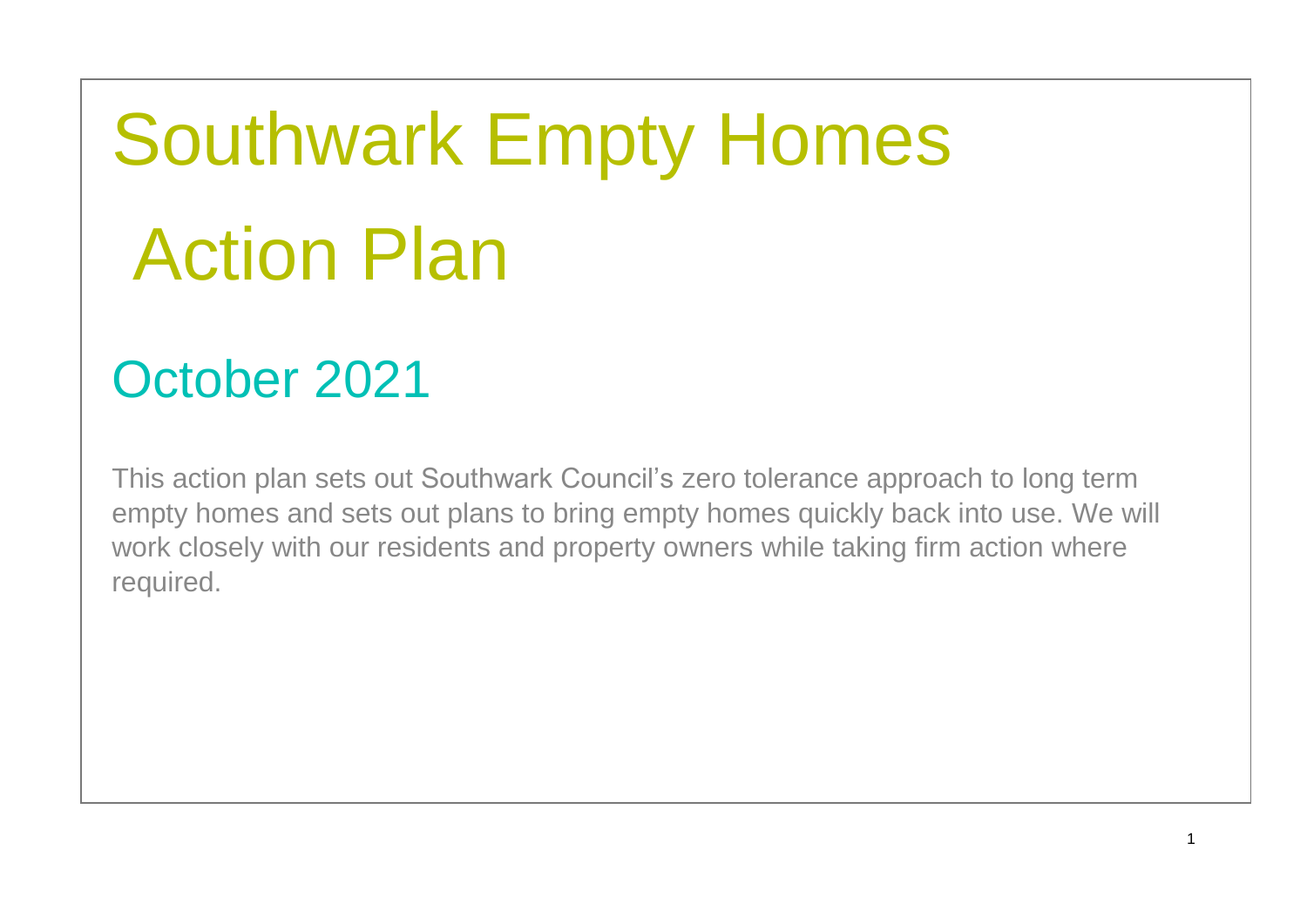# Southwark Empty Homes Action Plan

## October 2021

This action plan sets out Southwark Council's zero tolerance approach to long term empty homes and sets out plans to bring empty homes quickly back into use. We will work closely with our residents and property owners while taking firm action where required.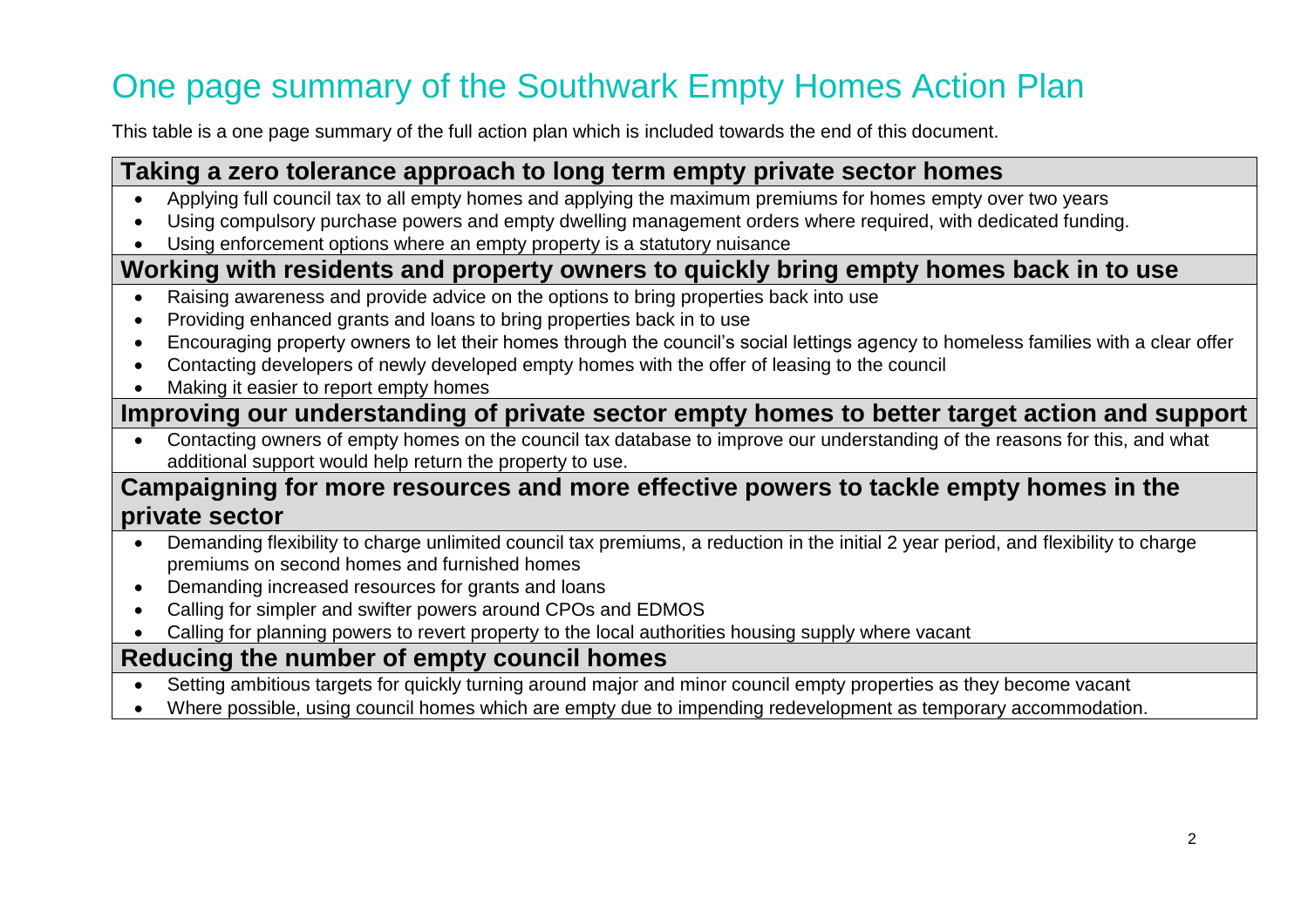# One page summary of the Southwark Empty Homes Action Plan

This table is a one page summary of the full action plan which is included towards the end of this document.

## Taking a zero tolerance approach to long term empty private sector homes

- Applying full council tax to all empty homes and applying the maximum premiums for homes empty over two years
- Using compulsory purchase powers and empty dwelling management orders where required, with dedicated funding.
- Using enforcement options where an empty property is a statutory nuisance

## Working with residents and property owners to quickly bring empty homes back in to use

- Raising awareness and provide advice on the options to bring properties back into use
- Providing enhanced grants and loans to bring properties back in to use
- Encouraging property owners to let their homes through the council's social lettings agency to homeless families with a clear offer
- Contacting developers of newly developed empty homes with the offer of leasing to the council
- Making it easier to report empty homes

## Improving our understanding of private sector empty homes to better target action and support

- Contacting owners of empty homes on the council tax database to improve our understanding of the reasons for this, and what additional support would help return the property to use.

## Campaigning for more resources and more effective powers to tackle empty homes in the private sector

- Demanding flexibility to charge unlimited council tax premiums, a reduction in the initial 2 year period, and flexibility to charge premiums on second homes and furnished homes
- Demanding increased resources for grants and loans
- Calling for simpler and swifter powers around CPOs and EDMOS
- Calling for planning powers to revert property to the local authorities housing supply where vacant

## Reducing the number of empty council homes

- Setting ambitious targets for quickly turning around major and minor council empty properties as they become vacant
- Where possible, using council homes which are empty due to impending redevelopment as temporary accommodation.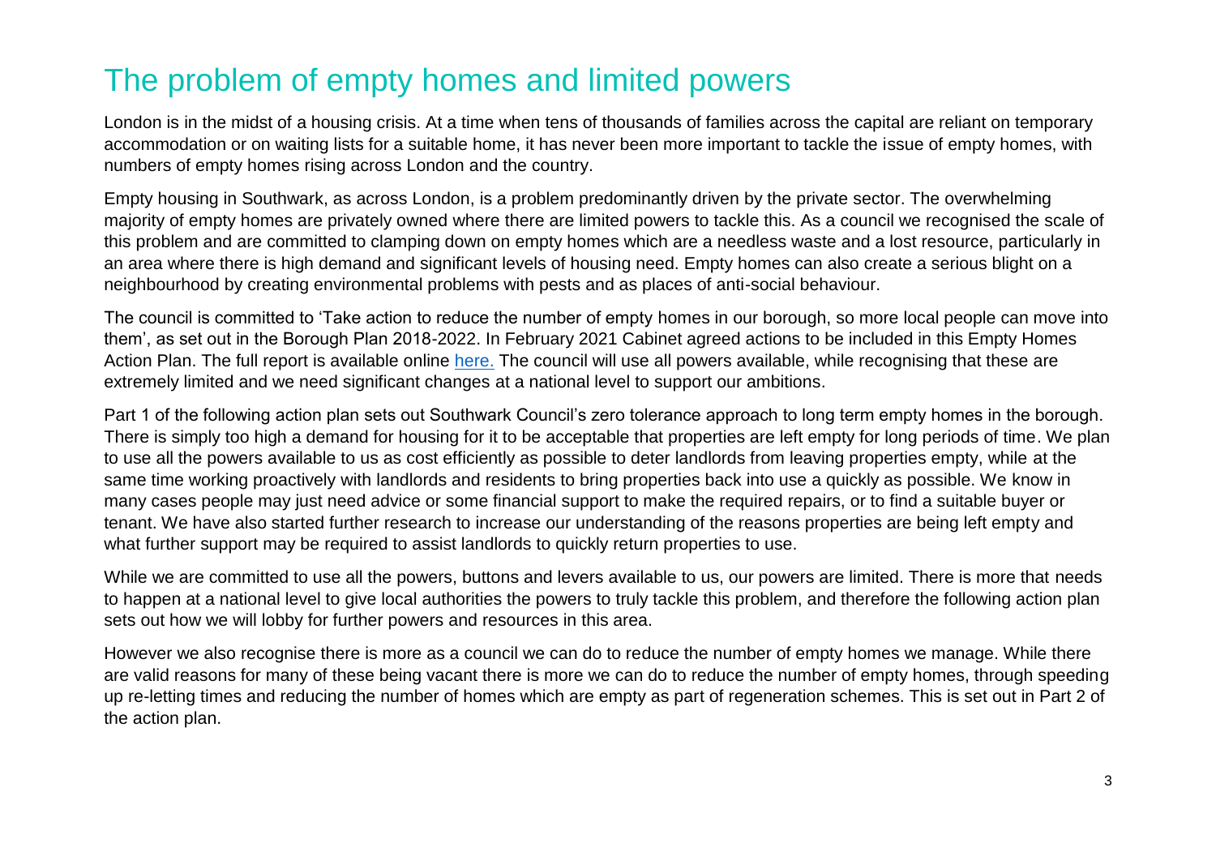# The problem of empty homes and limited powers

London is in the midst of a housing crisis. At a time when tens of thousands of families across the capital are reliant on temporary accommodation or on waiting lists for a suitable home, it has never been more important to tackle the issue of empty homes, with numbers of empty homes rising across London and the country.

Empty housing in Southwark, as across London, is a problem predominantly driven by the private sector. The overwhelming majority of empty homes are privately owned where there are limited powers to tackle this. As a council we recognised the scale of this problem and are committed to clamping down on empty homes which are a needless waste and a lost resource, particularly in an area where there is high demand and significant levels of housing need. Empty homes can also create a serious blight on a neighbourhood by creating environmental problems with pests and as places of anti-social behaviour.

The council is committed to 'Take action to reduce the number of empty homes in our borough, so more local people can move into them', as set out in the Borough Plan 2018-2022. In February 2021 Cabinet agreed actions to be included in this Empty Homes Action Plan. The full report is available online here. The council will use all powers available, while recognising that these are extremely limited and we need significant changes at a national level to support our ambitions.

Part 1 of the following action plan sets out Southwark Council's zero tolerance approach to long term empty homes in the borough. There is simply too high a demand for housing for it to be acceptable that properties are left empty for long periods of time. We plan to use all the powers available to us as cost efficiently as possible to deter landlords from leaving properties empty, while at the same time working proactively with landlords and residents to bring properties back into use a quickly as possible. We know in many cases people may just need advice or some financial support to make the required repairs, or to find a suitable buyer or tenant. We have also started further research to increase our understanding of the reasons properties are being left empty and what further support may be required to assist landlords to quickly return properties to use.

While we are committed to use all the powers, buttons and levers available to us, our powers are limited. There is more that needs to happen at a national level to give local authorities the powers to truly tackle this problem, and therefore the following action plan sets out how we will lobby for further powers and resources in this area.

However we also recognise there is more as a council we can do to reduce the number of empty homes we manage. While there are valid reasons for many of these being vacant there is more we can do to reduce the number of empty homes, through speeding up re-letting times and reducing the number of homes which are empty as part of regeneration schemes. This is set out in Part 2 of the action plan.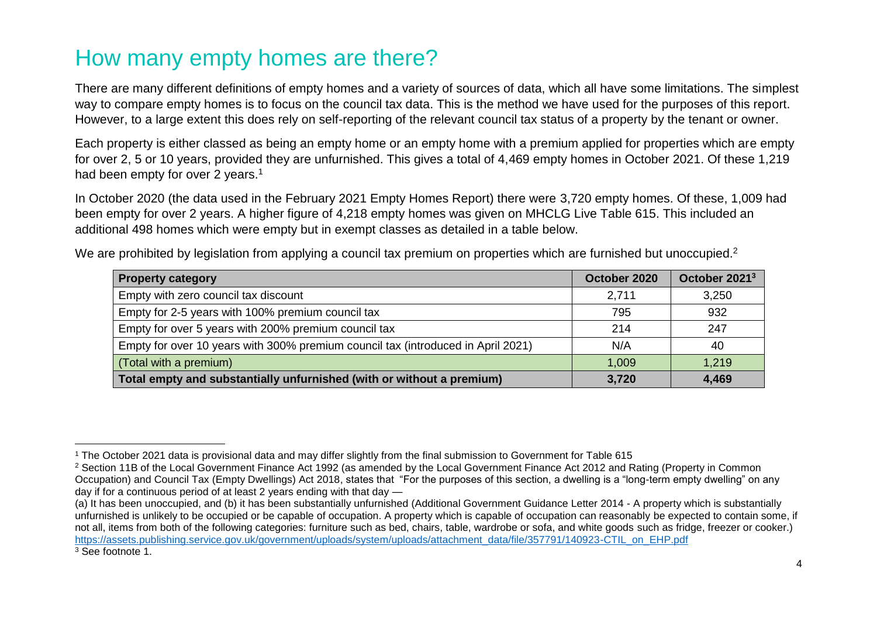# How many empty homes are there?

There are many different definitions of empty homes and a variety of sources of data, which all have some limitations. The simplest way to compare empty homes is to focus on the council tax data. This is the method we have used for the purposes of this report. However, to a large extent this does rely on self-reporting of the relevant council tax status of a property by the tenant or owner.

Each property is either classed as being an empty home or an empty home with a premium applied for properties which are empty for over 2, 5 or 10 years, provided they are unfurnished. This gives a total of 4,469 empty homes in October 2021. Of these 1,219 had been empty for over 2 years.[1]

In October 2020 (the data used in the February 2021 Empty Homes Report) there were 3,720 empty homes. Of these, 1,009 had been empty for over 2 years. A higher figure of 4,218 empty homes was given on MHCLG Live Table 615. This included an additional 498 homes which were empty but in exempt classes as detailed in a table below.

We are prohibited by legislation from applying a council tax premium on properties which are furnished but unoccupied.[2]

| Property category | October 2020 | October 2021[3] |
|---|---|---|
| Empty with zero council tax discount | 2,711 | 3,250 |
| Empty for 2-5 years with 100% premium council tax | 795 | 932 |
| Empty for over 5 years with 200% premium council tax | 214 | 247 |
| Empty for over 10 years with 300% premium council tax (introduced in April 2021) | N/A | 40 |
| (Total with a premium) | 1,009 | 1,219 |
| **Total empty and substantially unfurnished (with or without a premium)** | **3,720** | **4,469** |

---

[1] The October 2021 data is provisional data and may differ slightly from the final submission to Government for Table 615

[2] Section 11B of the Local Government Finance Act 1992 (as amended by the Local Government Finance Act 2012 and Rating (Property in Common Occupation) and Council Tax (Empty Dwellings) Act 2018, states that "For the purposes of this section, a dwelling is a "long-term empty dwelling" on any day if for a continuous period of at least 2 years ending with that day —

(a) It has been unoccupied, and (b) it has been substantially unfurnished (Additional Government Guidance Letter 2014 - A property which is substantially unfurnished is unlikely to be occupied or be capable of occupation. A property which is capable of occupation can reasonably be expected to contain some, if not all, items from both of the following categories: furniture such as bed, chairs, table, wardrobe or sofa, and white goods such as fridge, freezer or cooker.) https://assets.publishing.service.gov.uk/government/uploads/system/uploads/attachment_data/file/357791/140923-CTIL_on_EHP.pdf

[3] See footnote 1.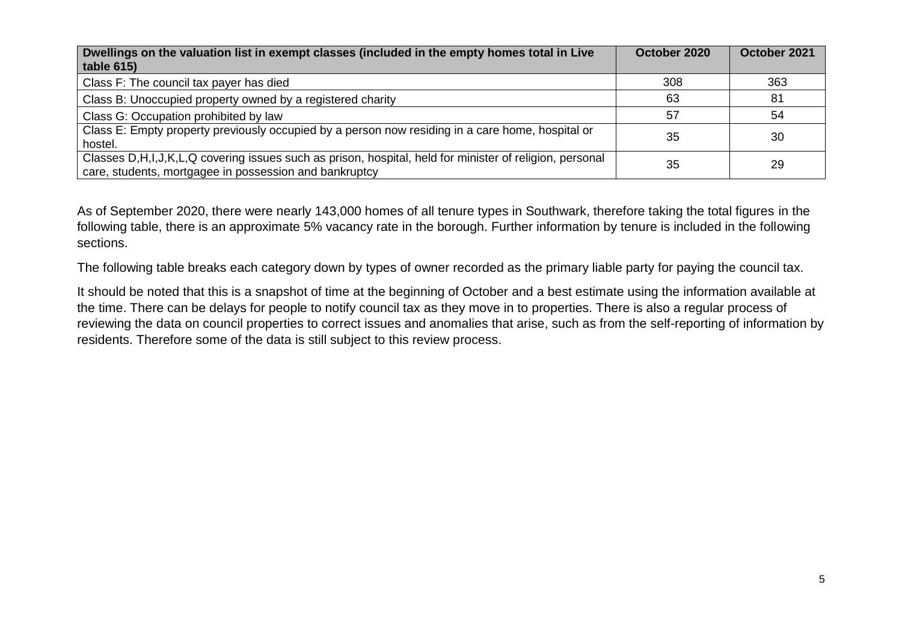| Dwellings on the valuation list in exempt classes (included in the empty homes total in Live table 615) | October 2020 | October 2021 |
|---|---|---|
| Class F: The council tax payer has died | 308 | 363 |
| Class B: Unoccupied property owned by a registered charity | 63 | 81 |
| Class G: Occupation prohibited by law | 57 | 54 |
| Class E: Empty property previously occupied by a person now residing in a care home, hospital or hostel. | 35 | 30 |
| Classes D,H,I,J,K,L,Q covering issues such as prison, hospital, held for minister of religion, personal care, students, mortgagee in possession and bankruptcy | 35 | 29 |

As of September 2020, there were nearly 143,000 homes of all tenure types in Southwark, therefore taking the total figures in the following table, there is an approximate 5% vacancy rate in the borough. Further information by tenure is included in the following sections.

The following table breaks each category down by types of owner recorded as the primary liable party for paying the council tax.

It should be noted that this is a snapshot of time at the beginning of October and a best estimate using the information available at the time. There can be delays for people to notify council tax as they move in to properties. There is also a regular process of reviewing the data on council properties to correct issues and anomalies that arise, such as from the self-reporting of information by residents. Therefore some of the data is still subject to this review process.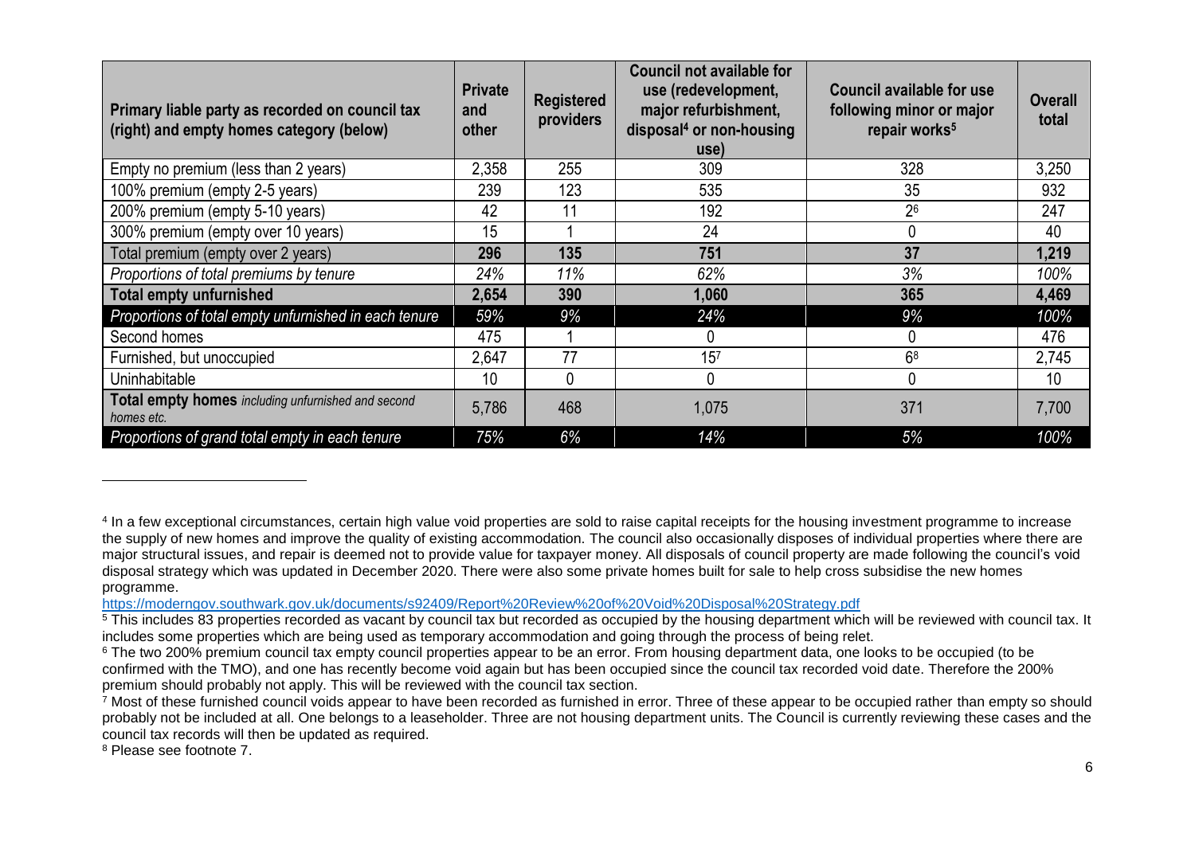| Primary liable party as recorded on council tax (right) and empty homes category (below) | Private and other | Registered providers | Council not available for use (redevelopment, major refurbishment, disposal[4] or non-housing use) | Council available for use following minor or major repair works[5] | Overall total |
|---|---|---|---|---|---|
| Empty no premium (less than 2 years) | 2,358 | 255 | 309 | 328 | 3,250 |
| 100% premium (empty 2-5 years) | 239 | 123 | 535 | 35 | 932 |
| 200% premium (empty 5-10 years) | 42 | 11 | 192 | 2[6] | 247 |
| 300% premium (empty over 10 years) | 15 | 1 | 24 | 0 | 40 |
| Total premium (empty over 2 years) | **296** | **135** | **751** | **37** | **1,219** |
| *Proportions of total premiums by tenure* | *24%* | *11%* | *62%* | *3%* | *100%* |
| **Total empty unfurnished** | **2,654** | **390** | **1,060** | **365** | **4,469** |
| *Proportions of total empty unfurnished in each tenure* | *59%* | *9%* | *24%* | *9%* | *100%* |
| Second homes | 475 | 1 | 0 | 0 | 476 |
| Furnished, but unoccupied | 2,647 | 77 | 15[7] | 6[8] | 2,745 |
| Uninhabitable | 10 | 0 | 0 | 0 | 10 |
| **Total empty homes** *including unfurnished and second homes etc.* | 5,786 | 468 | 1,075 | 371 | 7,700 |
| *Proportions of grand total empty in each tenure* | *75%* | *6%* | *14%* | *5%* | *100%* |

[4] In a few exceptional circumstances, certain high value void properties are sold to raise capital receipts for the housing investment programme to increase the supply of new homes and improve the quality of existing accommodation. The council also occasionally disposes of individual properties where there are major structural issues, and repair is deemed not to provide value for taxpayer money. All disposals of council property are made following the council's void disposal strategy which was updated in December 2020. There were also some private homes built for sale to help cross subsidise the new homes programme.
https://moderngov.southwark.gov.uk/documents/s92409/Report%20Review%20of%20Void%20Disposal%20Strategy.pdf

[5] This includes 83 properties recorded as vacant by council tax but recorded as occupied by the housing department which will be reviewed with council tax. It includes some properties which are being used as temporary accommodation and going through the process of being relet.

[6] The two 200% premium council tax empty council properties appear to be an error. From housing department data, one looks to be occupied (to be confirmed with the TMO), and one has recently become void again but has been occupied since the council tax recorded void date. Therefore the 200% premium should probably not apply. This will be reviewed with the council tax section.

[7] Most of these furnished council voids appear to have been recorded as furnished in error. Three of these appear to be occupied rather than empty so should probably not be included at all. One belongs to a leaseholder. Three are not housing department units. The Council is currently reviewing these cases and the council tax records will then be updated as required.

[8] Please see footnote 7.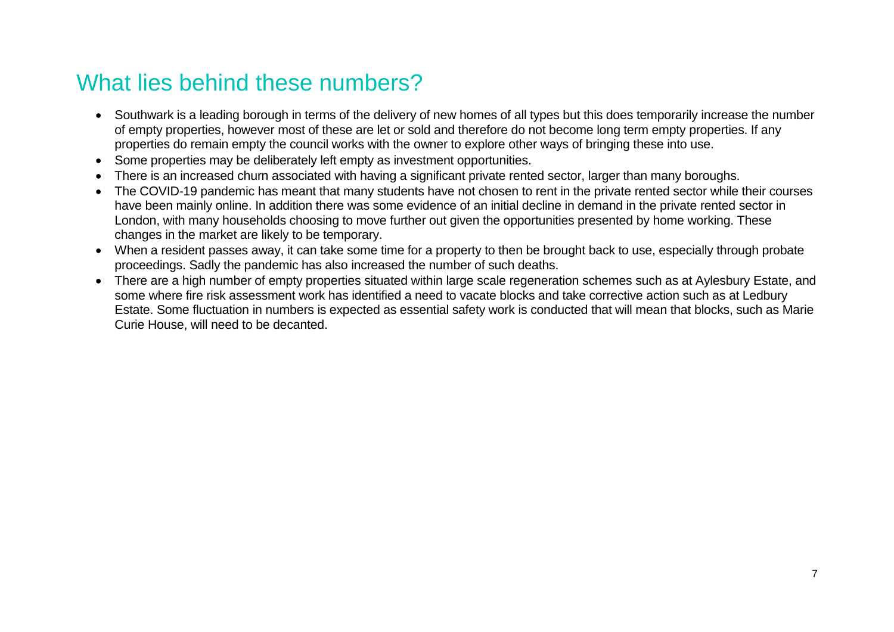## What lies behind these numbers?

- Southwark is a leading borough in terms of the delivery of new homes of all types but this does temporarily increase the number of empty properties, however most of these are let or sold and therefore do not become long term empty properties. If any properties do remain empty the council works with the owner to explore other ways of bringing these into use.
- Some properties may be deliberately left empty as investment opportunities.
- There is an increased churn associated with having a significant private rented sector, larger than many boroughs.
- The COVID-19 pandemic has meant that many students have not chosen to rent in the private rented sector while their courses have been mainly online. In addition there was some evidence of an initial decline in demand in the private rented sector in London, with many households choosing to move further out given the opportunities presented by home working. These changes in the market are likely to be temporary.
- When a resident passes away, it can take some time for a property to then be brought back to use, especially through probate proceedings. Sadly the pandemic has also increased the number of such deaths.
- There are a high number of empty properties situated within large scale regeneration schemes such as at Aylesbury Estate, and some where fire risk assessment work has identified a need to vacate blocks and take corrective action such as at Ledbury Estate. Some fluctuation in numbers is expected as essential safety work is conducted that will mean that blocks, such as Marie Curie House, will need to be decanted.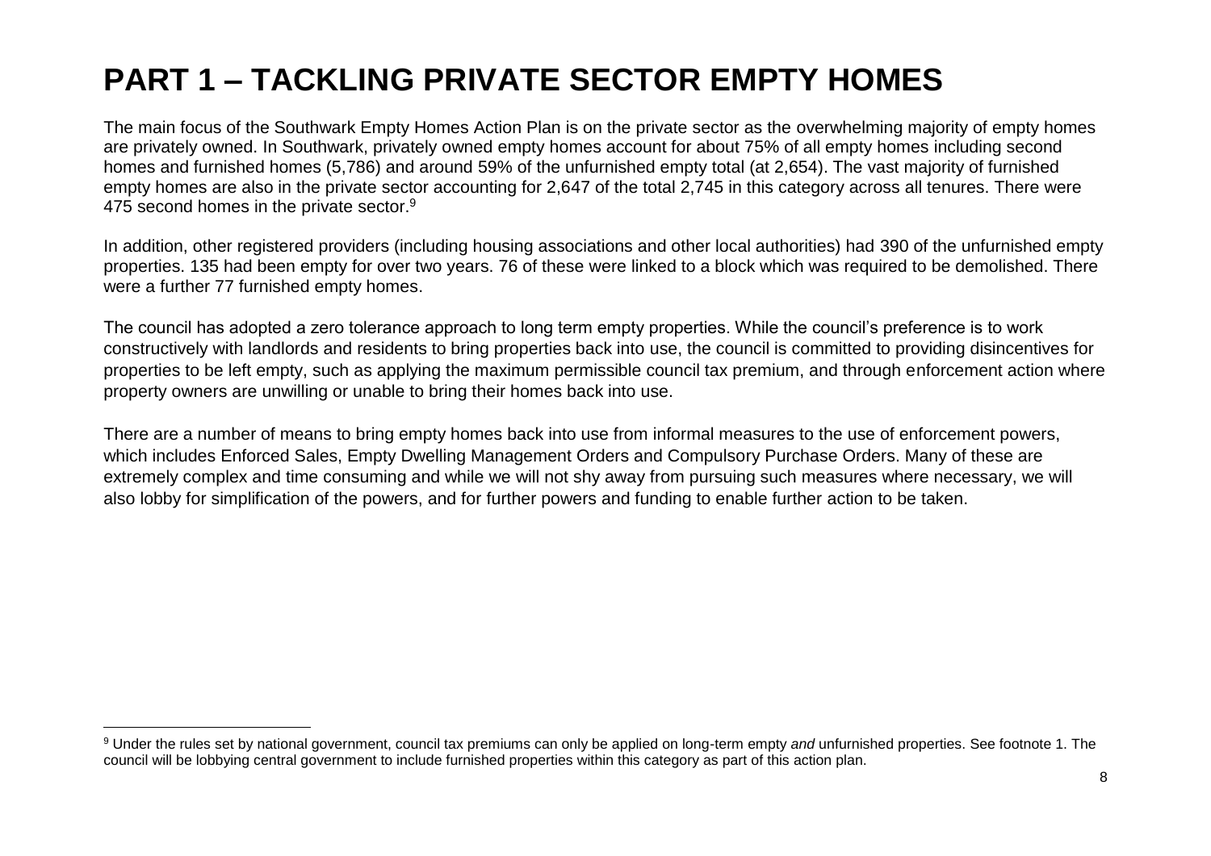# PART 1 – TACKLING PRIVATE SECTOR EMPTY HOMES

The main focus of the Southwark Empty Homes Action Plan is on the private sector as the overwhelming majority of empty homes are privately owned. In Southwark, privately owned empty homes account for about 75% of all empty homes including second homes and furnished homes (5,786) and around 59% of the unfurnished empty total (at 2,654). The vast majority of furnished empty homes are also in the private sector accounting for 2,647 of the total 2,745 in this category across all tenures. There were 475 second homes in the private sector.[9]

In addition, other registered providers (including housing associations and other local authorities) had 390 of the unfurnished empty properties. 135 had been empty for over two years. 76 of these were linked to a block which was required to be demolished. There were a further 77 furnished empty homes.

The council has adopted a zero tolerance approach to long term empty properties. While the council's preference is to work constructively with landlords and residents to bring properties back into use, the council is committed to providing disincentives for properties to be left empty, such as applying the maximum permissible council tax premium, and through enforcement action where property owners are unwilling or unable to bring their homes back into use.

There are a number of means to bring empty homes back into use from informal measures to the use of enforcement powers, which includes Enforced Sales, Empty Dwelling Management Orders and Compulsory Purchase Orders. Many of these are extremely complex and time consuming and while we will not shy away from pursuing such measures where necessary, we will also lobby for simplification of the powers, and for further powers and funding to enable further action to be taken.

---

[9] Under the rules set by national government, council tax premiums can only be applied on long-term empty *and* unfurnished properties. See footnote 1. The council will be lobbying central government to include furnished properties within this category as part of this action plan.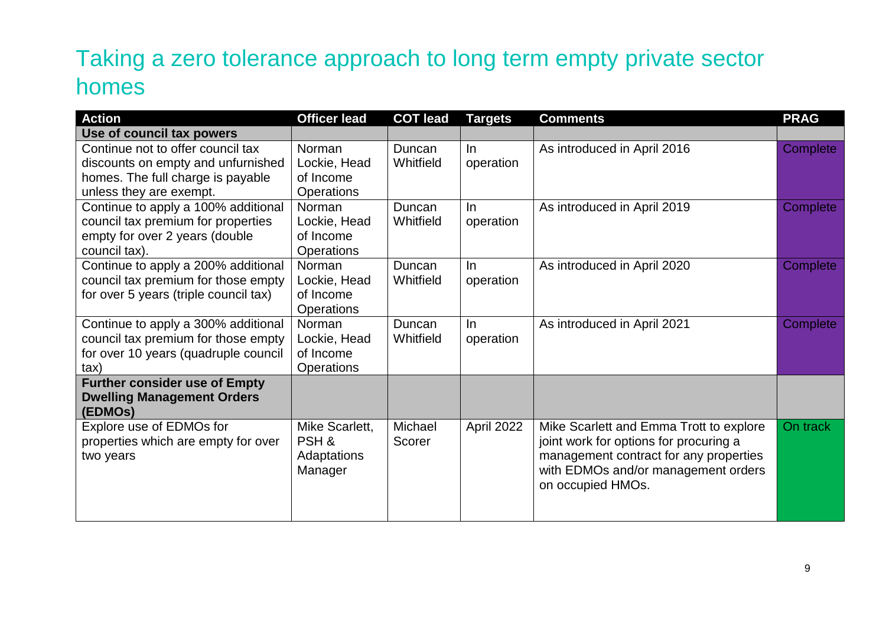# Taking a zero tolerance approach to long term empty private sector homes

| Action | Officer lead | COT lead | Targets | Comments | PRAG |
|---|---|---|---|---|---|
| **Use of council tax powers** | | | | | |
| Continue not to offer council tax discounts on empty and unfurnished homes. The full charge is payable unless they are exempt. | Norman Lockie, Head of Income Operations | Duncan Whitfield | In operation | As introduced in April 2016 | Complete |
| Continue to apply a 100% additional council tax premium for properties empty for over 2 years (double council tax). | Norman Lockie, Head of Income Operations | Duncan Whitfield | In operation | As introduced in April 2019 | Complete |
| Continue to apply a 200% additional council tax premium for those empty for over 5 years (triple council tax) | Norman Lockie, Head of Income Operations | Duncan Whitfield | In operation | As introduced in April 2020 | Complete |
| Continue to apply a 300% additional council tax premium for those empty for over 10 years (quadruple council tax) | Norman Lockie, Head of Income Operations | Duncan Whitfield | In operation | As introduced in April 2021 | Complete |
| **Further consider use of Empty Dwelling Management Orders (EDMOs)** | | | | | |
| Explore use of EDMOs for properties which are empty for over two years | Mike Scarlett, PSH & Adaptations Manager | Michael Scorer | April 2022 | Mike Scarlett and Emma Trott to explore joint work for options for procuring a management contract for any properties with EDMOs and/or management orders on occupied HMOs. | On track |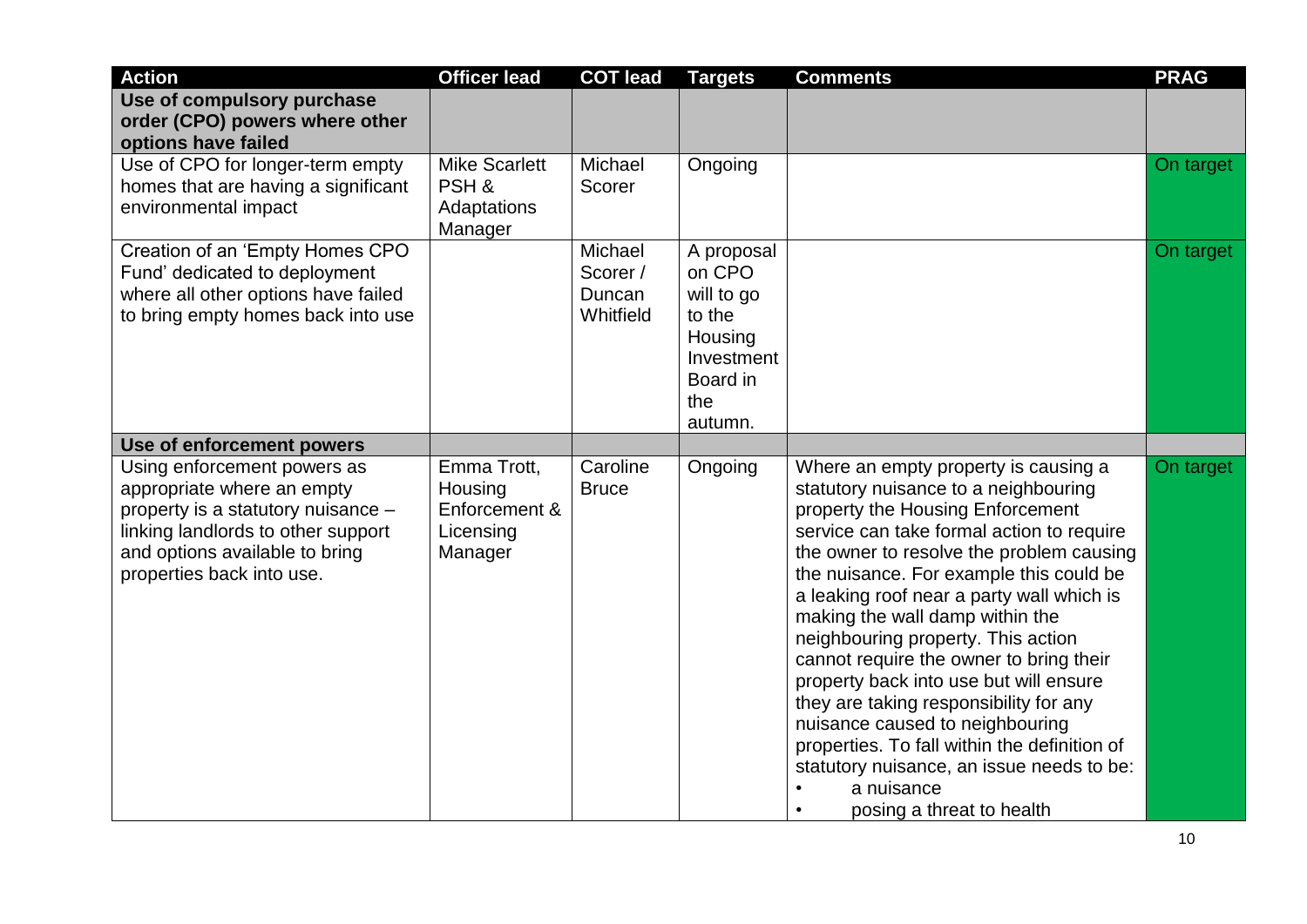| Action | Officer lead | COT lead | Targets | Comments | PRAG |
|---|---|---|---|---|---|
| **Use of compulsory purchase order (CPO) powers where other options have failed** | | | | | |
| Use of CPO for longer-term empty homes that are having a significant environmental impact | Mike Scarlett PSH & Adaptations Manager | Michael Scorer | Ongoing | | On target |
| Creation of an 'Empty Homes CPO Fund' dedicated to deployment where all other options have failed to bring empty homes back into use | | Michael Scorer / Duncan Whitfield | A proposal on CPO will to go to the Housing Investment Board in the autumn. | | On target |
| **Use of enforcement powers** | | | | | |
| Using enforcement powers as appropriate where an empty property is a statutory nuisance – linking landlords to other support and options available to bring properties back into use. | Emma Trott, Housing Enforcement & Licensing Manager | Caroline Bruce | Ongoing | Where an empty property is causing a statutory nuisance to a neighbouring property the Housing Enforcement service can take formal action to require the owner to resolve the problem causing the nuisance. For example this could be a leaking roof near a party wall which is making the wall damp within the neighbouring property. This action cannot require the owner to bring their property back into use but will ensure they are taking responsibility for any nuisance caused to neighbouring properties. To fall within the definition of statutory nuisance, an issue needs to be: <br>• a nuisance <br>• posing a threat to health | On target |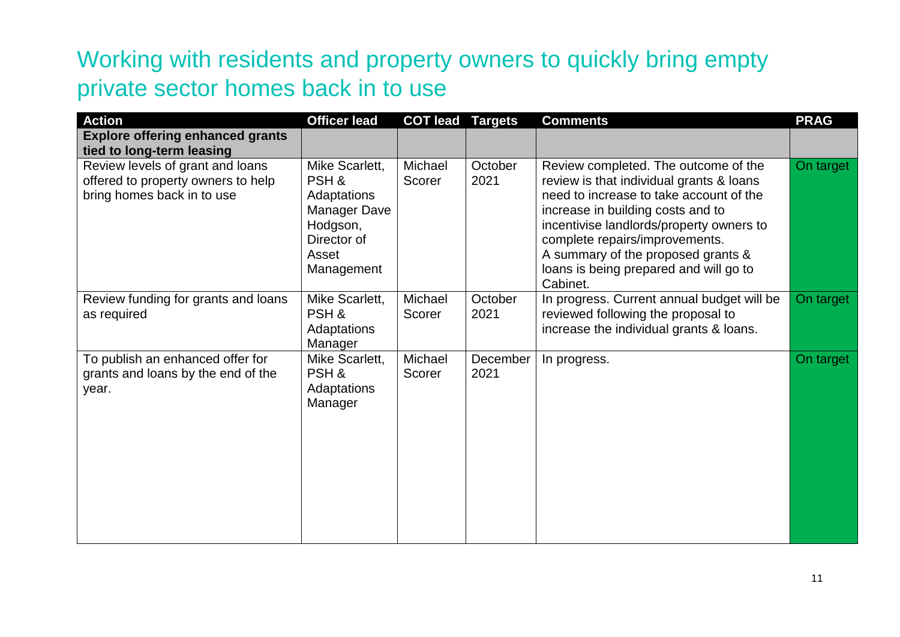## Working with residents and property owners to quickly bring empty private sector homes back in to use

| Action | Officer lead | COT lead | Targets | Comments | PRAG |
|---|---|---|---|---|---|
| **Explore offering enhanced grants tied to long-term leasing** | | | | | |
| Review levels of grant and loans offered to property owners to help bring homes back in to use | Mike Scarlett, PSH & Adaptations Manager Dave Hodgson, Director of Asset Management | Michael Scorer | October 2021 | Review completed. The outcome of the review is that individual grants & loans need to increase to take account of the increase in building costs and to incentivise landlords/property owners to complete repairs/improvements. A summary of the proposed grants & loans is being prepared and will go to Cabinet. | On target |
| Review funding for grants and loans as required | Mike Scarlett, PSH & Adaptations Manager | Michael Scorer | October 2021 | In progress. Current annual budget will be reviewed following the proposal to increase the individual grants & loans. | On target |
| To publish an enhanced offer for grants and loans by the end of the year. | Mike Scarlett, PSH & Adaptations Manager | Michael Scorer | December 2021 | In progress. | On target |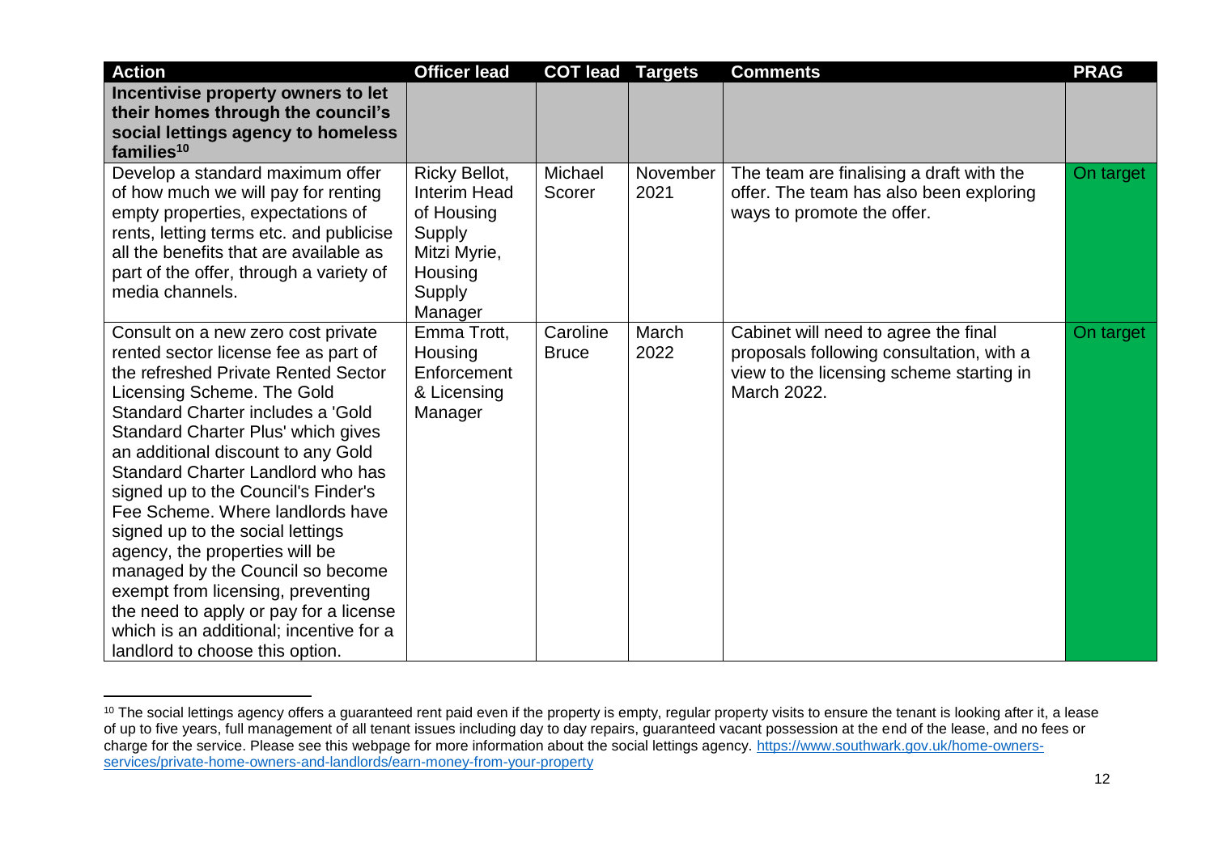| Action | Officer lead | COT lead | Targets | Comments | PRAG |
| --- | --- | --- | --- | --- | --- |
| **Incentivise property owners to let their homes through the council's social lettings agency to homeless families[10]** | | | | | |
| Develop a standard maximum offer of how much we will pay for renting empty properties, expectations of rents, letting terms etc. and publicise all the benefits that are available as part of the offer, through a variety of media channels. | Ricky Bellot, Interim Head of Housing Supply Mitzi Myrie, Housing Supply Manager | Michael Scorer | November 2021 | The team are finalising a draft with the offer. The team has also been exploring ways to promote the offer. | On target |
| Consult on a new zero cost private rented sector license fee as part of the refreshed Private Rented Sector Licensing Scheme. The Gold Standard Charter includes a 'Gold Standard Charter Plus' which gives an additional discount to any Gold Standard Charter Landlord who has signed up to the Council's Finder's Fee Scheme. Where landlords have signed up to the social lettings agency, the properties will be managed by the Council so become exempt from licensing, preventing the need to apply or pay for a license which is an additional; incentive for a landlord to choose this option. | Emma Trott, Housing Enforcement & Licensing Manager | Caroline Bruce | March 2022 | Cabinet will need to agree the final proposals following consultation, with a view to the licensing scheme starting in March 2022. | On target |

[10] The social lettings agency offers a guaranteed rent paid even if the property is empty, regular property visits to ensure the tenant is looking after it, a lease of up to five years, full management of all tenant issues including day to day repairs, guaranteed vacant possession at the end of the lease, and no fees or charge for the service. Please see this webpage for more information about the social lettings agency. https://www.southwark.gov.uk/home-owners-services/private-home-owners-and-landlords/earn-money-from-your-property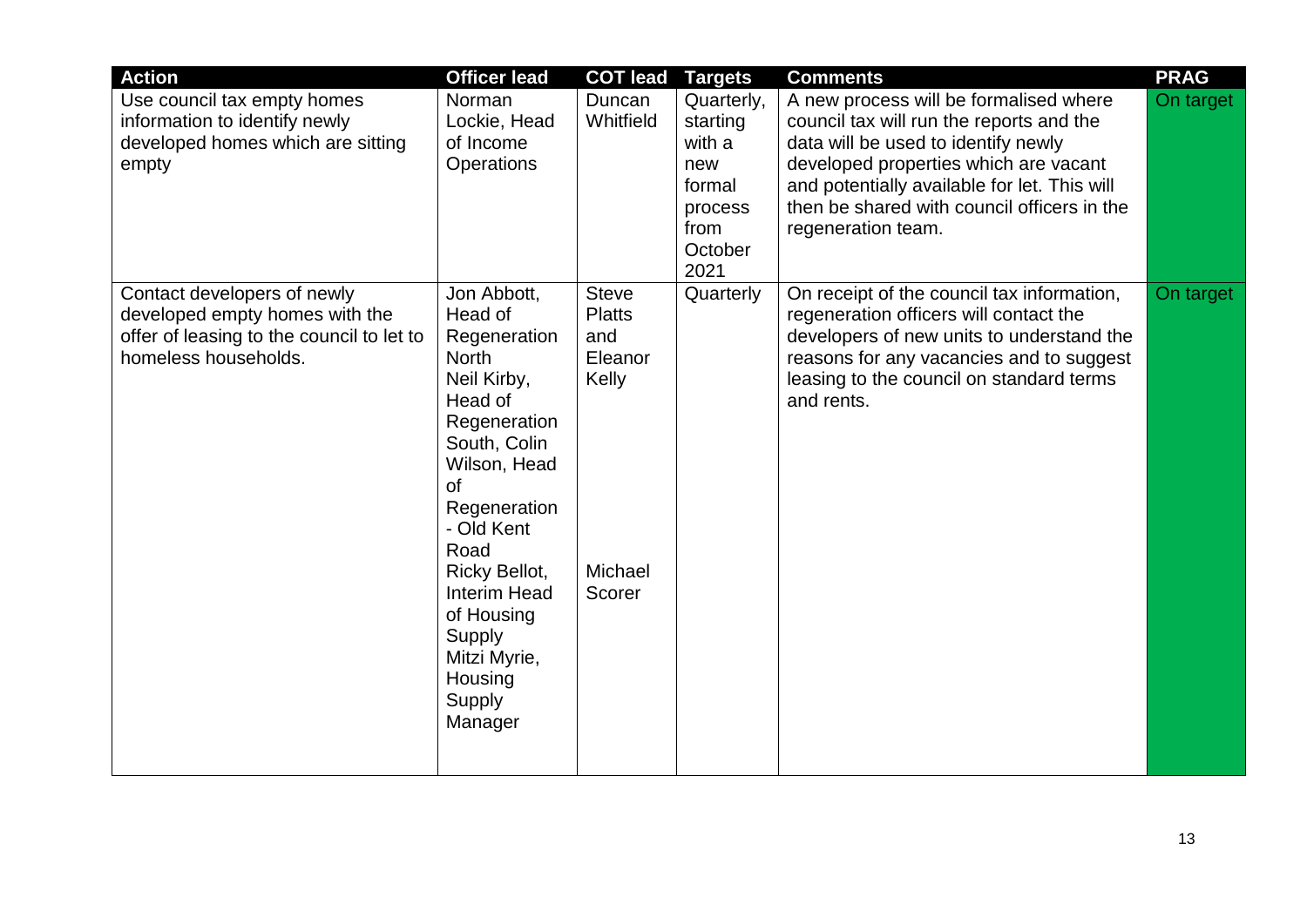| Action | Officer lead | COT lead | Targets | Comments | PRAG |
|---|---|---|---|---|---|
| Use council tax empty homes information to identify newly developed homes which are sitting empty | Norman Lockie, Head of Income Operations | Duncan Whitfield | Quarterly, starting with a new formal process from October 2021 | A new process will be formalised where council tax will run the reports and the data will be used to identify newly developed properties which are vacant and potentially available for let. This will then be shared with council officers in the regeneration team. | On target |
| Contact developers of newly developed empty homes with the offer of leasing to the council to let to homeless households. | Jon Abbott, Head of Regeneration North Neil Kirby, Head of Regeneration South, Colin Wilson, Head of Regeneration - Old Kent Road Ricky Bellot, Interim Head of Housing Supply Mitzi Myrie, Housing Supply Manager | Steve Platts and Eleanor Kelly Michael Scorer | Quarterly | On receipt of the council tax information, regeneration officers will contact the developers of new units to understand the reasons for any vacancies and to suggest leasing to the council on standard terms and rents. | On target |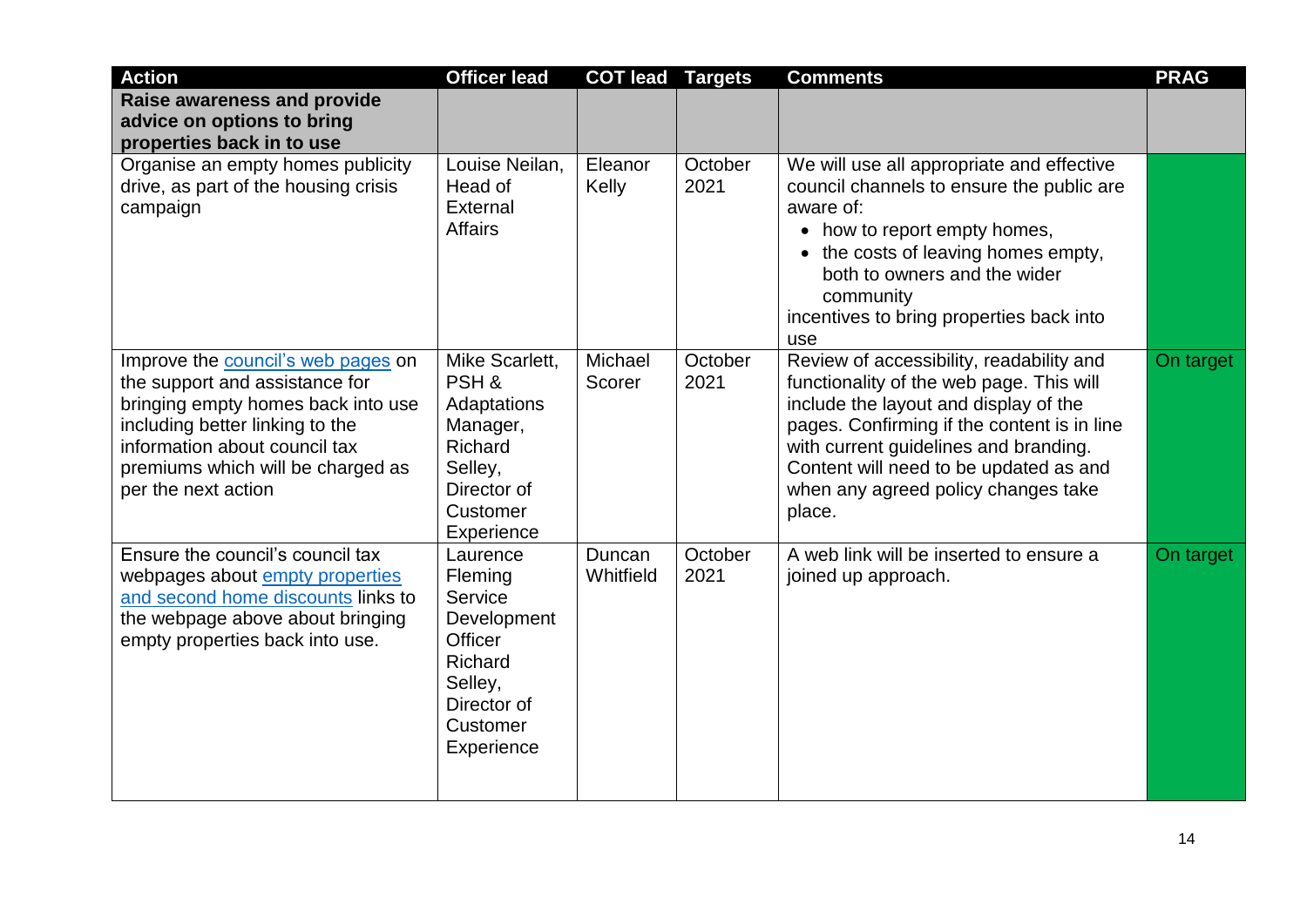| Action | Officer lead | COT lead | Targets | Comments | PRAG |
|---|---|---|---|---|---|
| **Raise awareness and provide advice on options to bring properties back in to use** | | | | | |
| Organise an empty homes publicity drive, as part of the housing crisis campaign | Louise Neilan, Head of External Affairs | Eleanor Kelly | October 2021 | We will use all appropriate and effective council channels to ensure the public are aware of:<br>• how to report empty homes,<br>• the costs of leaving homes empty, both to owners and the wider community<br>incentives to bring properties back into use | |
| Improve the council's web pages on the support and assistance for bringing empty homes back into use including better linking to the information about council tax premiums which will be charged as per the next action | Mike Scarlett, PSH & Adaptations Manager, Richard Selley, Director of Customer Experience | Michael Scorer | October 2021 | Review of accessibility, readability and functionality of the web page. This will include the layout and display of the pages. Confirming if the content is in line with current guidelines and branding. Content will need to be updated as and when any agreed policy changes take place. | On target |
| Ensure the council's council tax webpages about empty properties and second home discounts links to the webpage above about bringing empty properties back into use. | Laurence Fleming Service Development Officer Richard Selley, Director of Customer Experience | Duncan Whitfield | October 2021 | A web link will be inserted to ensure a joined up approach. | On target |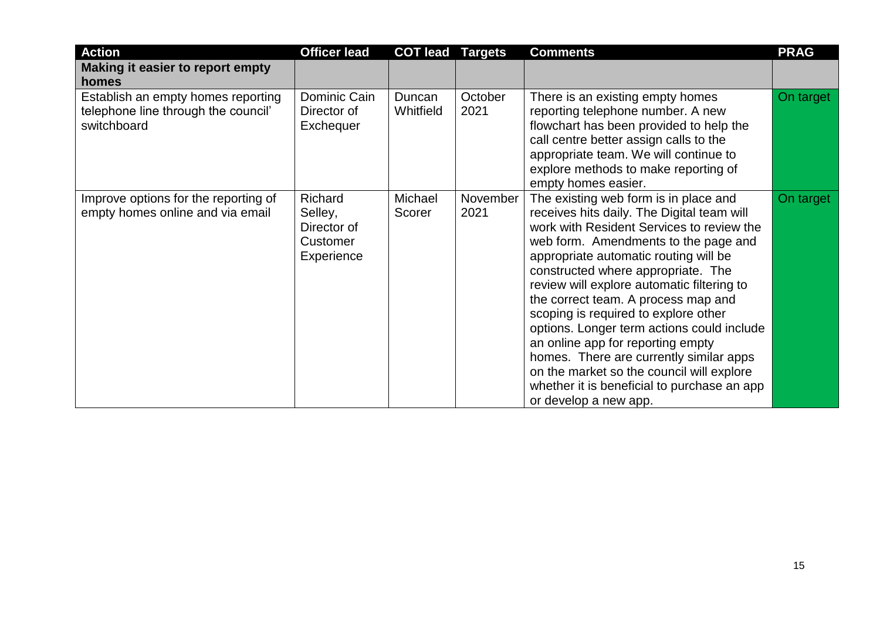| Action | Officer lead | COT lead | Targets | Comments | PRAG |
|---|---|---|---|---|---|
| **Making it easier to report empty homes** | | | | | |
| Establish an empty homes reporting telephone line through the council' switchboard | Dominic Cain Director of Exchequer | Duncan Whitfield | October 2021 | There is an existing empty homes reporting telephone number. A new flowchart has been provided to help the call centre better assign calls to the appropriate team. We will continue to explore methods to make reporting of empty homes easier. | On target |
| Improve options for the reporting of empty homes online and via email | Richard Selley, Director of Customer Experience | Michael Scorer | November 2021 | The existing web form is in place and receives hits daily. The Digital team will work with Resident Services to review the web form. Amendments to the page and appropriate automatic routing will be constructed where appropriate. The review will explore automatic filtering to the correct team. A process map and scoping is required to explore other options. Longer term actions could include an online app for reporting empty homes. There are currently similar apps on the market so the council will explore whether it is beneficial to purchase an app or develop a new app. | On target |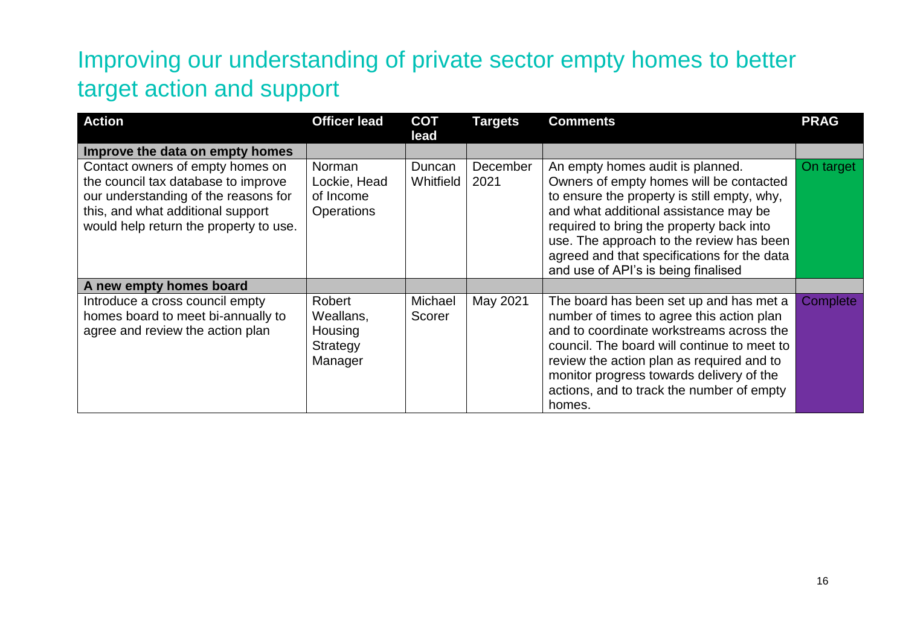## Improving our understanding of private sector empty homes to better target action and support

| Action | Officer lead | COT lead | Targets | Comments | PRAG |
|---|---|---|---|---|---|
| **Improve the data on empty homes** | | | | | |
| Contact owners of empty homes on the council tax database to improve our understanding of the reasons for this, and what additional support would help return the property to use. | Norman Lockie, Head of Income Operations | Duncan Whitfield | December 2021 | An empty homes audit is planned. Owners of empty homes will be contacted to ensure the property is still empty, why, and what additional assistance may be required to bring the property back into use. The approach to the review has been agreed and that specifications for the data and use of API's is being finalised | On target |
| **A new empty homes board** | | | | | |
| Introduce a cross council empty homes board to meet bi-annually to agree and review the action plan | Robert Weallans, Housing Strategy Manager | Michael Scorer | May 2021 | The board has been set up and has met a number of times to agree this action plan and to coordinate workstreams across the council. The board will continue to meet to review the action plan as required and to monitor progress towards delivery of the actions, and to track the number of empty homes. | Complete |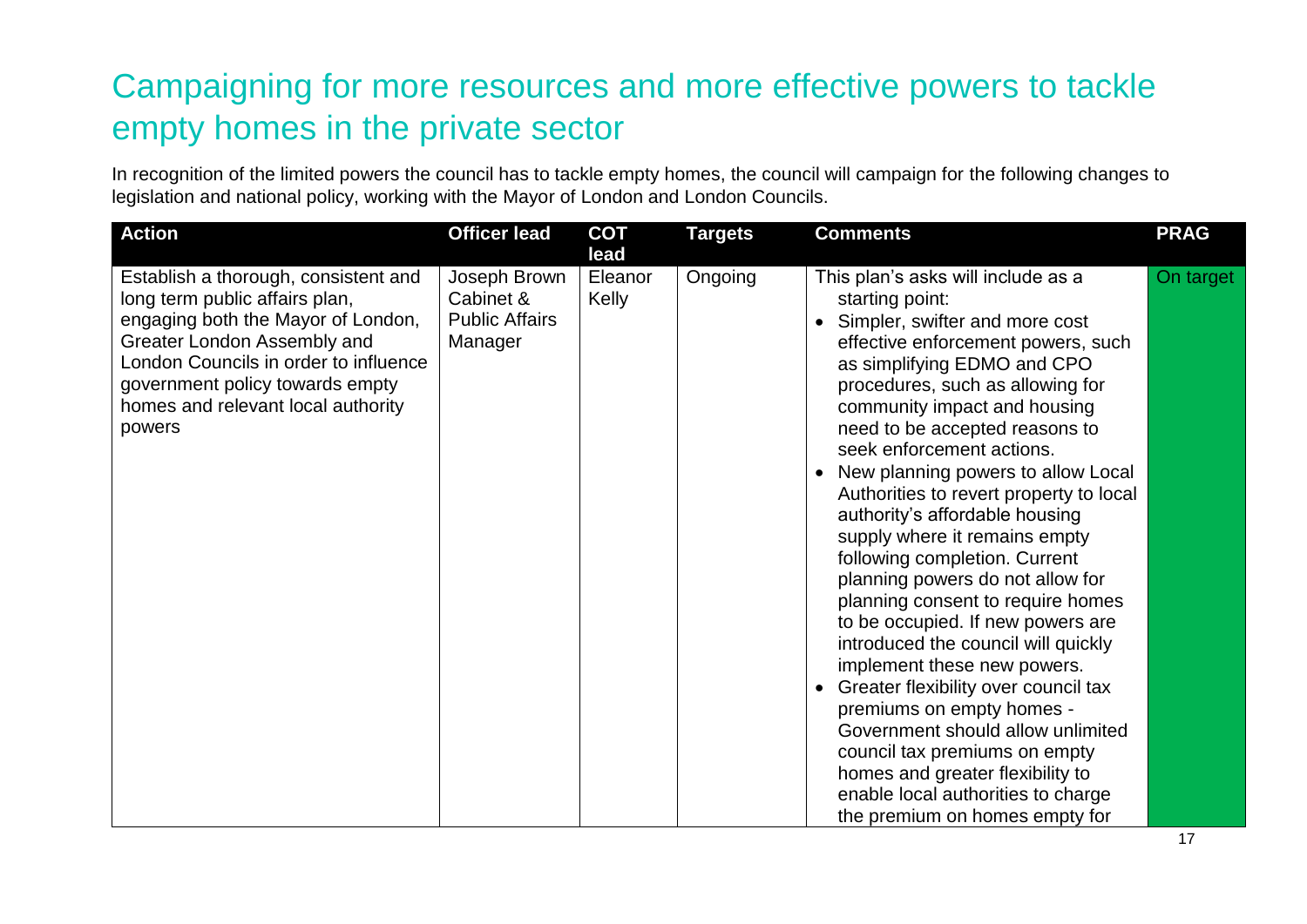# Campaigning for more resources and more effective powers to tackle empty homes in the private sector

In recognition of the limited powers the council has to tackle empty homes, the council will campaign for the following changes to legislation and national policy, working with the Mayor of London and London Councils.

| Action | Officer lead | COT lead | Targets | Comments | PRAG |
|---|---|---|---|---|---|
| Establish a thorough, consistent and long term public affairs plan, engaging both the Mayor of London, Greater London Assembly and London Councils in order to influence government policy towards empty homes and relevant local authority powers | Joseph Brown Cabinet & Public Affairs Manager | Eleanor Kelly | Ongoing | This plan's asks will include as a starting point:<br>• Simpler, swifter and more cost effective enforcement powers, such as simplifying EDMO and CPO procedures, such as allowing for community impact and housing need to be accepted reasons to seek enforcement actions.<br>• New planning powers to allow Local Authorities to revert property to local authority's affordable housing supply where it remains empty following completion. Current planning powers do not allow for planning consent to require homes to be occupied. If new powers are introduced the council will quickly implement these new powers.<br>• Greater flexibility over council tax premiums on empty homes - Government should allow unlimited council tax premiums on empty homes and greater flexibility to enable local authorities to charge the premium on homes empty for | On target |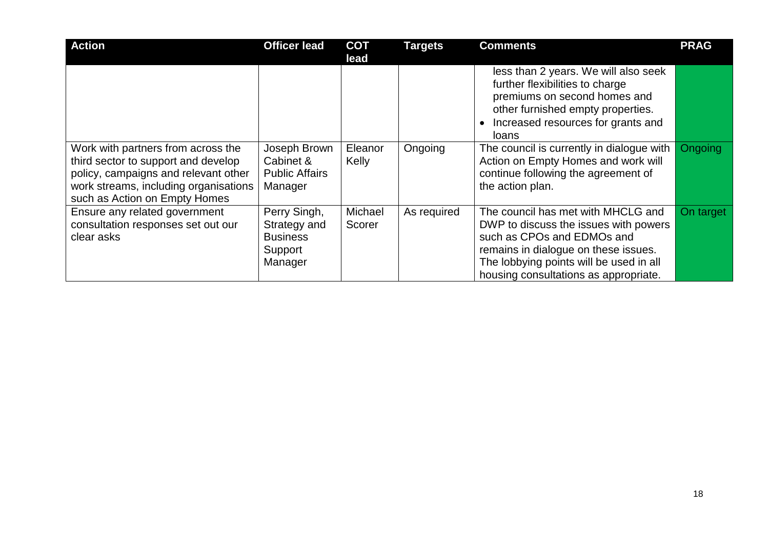| Action | Officer lead | COT lead | Targets | Comments | PRAG |
| --- | --- | --- | --- | --- | --- |
| | | | | less than 2 years. We will also seek further flexibilities to charge premiums on second homes and other furnished empty properties.<br>• Increased resources for grants and loans | |
| Work with partners from across the third sector to support and develop policy, campaigns and relevant other work streams, including organisations such as Action on Empty Homes | Joseph Brown Cabinet & Public Affairs Manager | Eleanor Kelly | Ongoing | The council is currently in dialogue with Action on Empty Homes and work will continue following the agreement of the action plan. | Ongoing |
| Ensure any related government consultation responses set out our clear asks | Perry Singh, Strategy and Business Support Manager | Michael Scorer | As required | The council has met with MHCLG and DWP to discuss the issues with powers such as CPOs and EDMOs and remains in dialogue on these issues. The lobbying points will be used in all housing consultations as appropriate. | On target |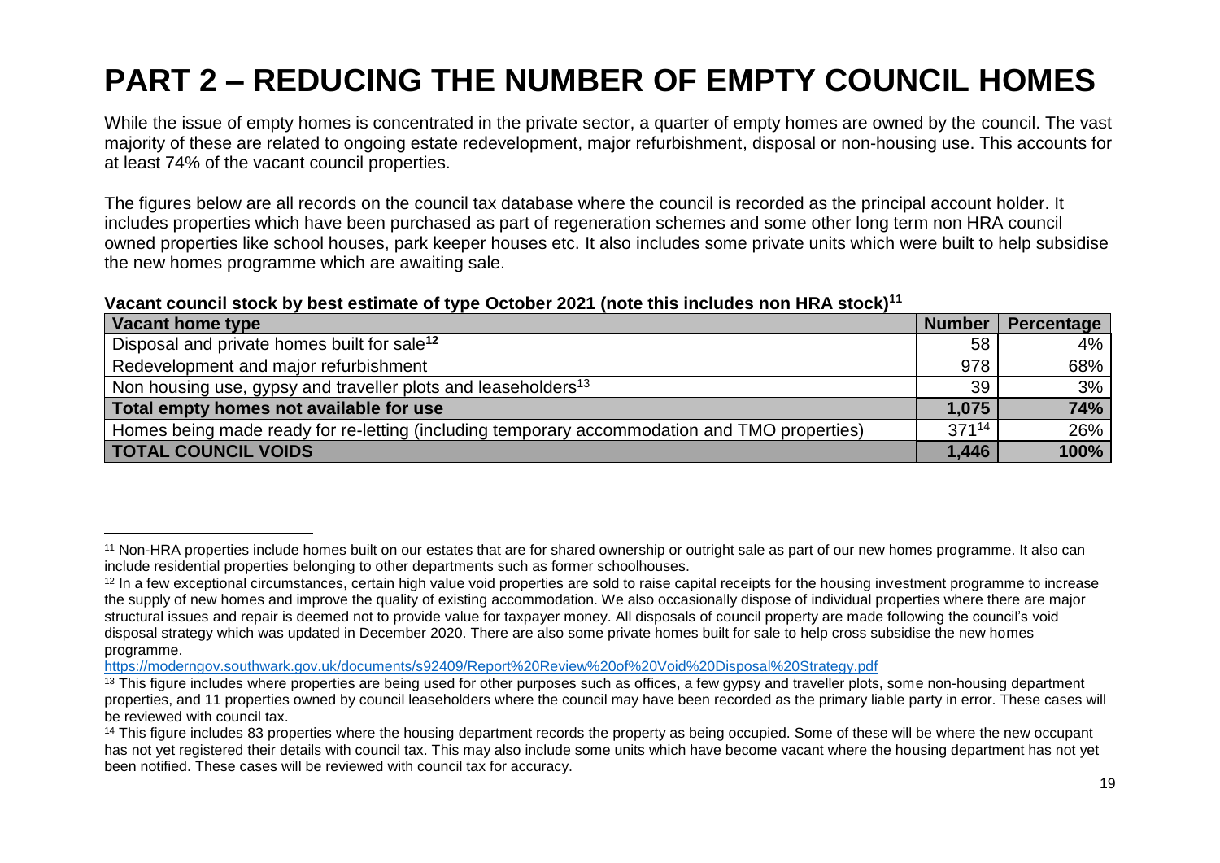# PART 2 – REDUCING THE NUMBER OF EMPTY COUNCIL HOMES

While the issue of empty homes is concentrated in the private sector, a quarter of empty homes are owned by the council. The vast majority of these are related to ongoing estate redevelopment, major refurbishment, disposal or non-housing use. This accounts for at least 74% of the vacant council properties.

The figures below are all records on the council tax database where the council is recorded as the principal account holder. It includes properties which have been purchased as part of regeneration schemes and some other long term non HRA council owned properties like school houses, park keeper houses etc. It also includes some private units which were built to help subsidise the new homes programme which are awaiting sale.

**Vacant council stock by best estimate of type October 2021 (note this includes non HRA stock)[11]**

| Vacant home type | Number | Percentage |
|---|---|---|
| Disposal and private homes built for sale[12] | 58 | 4% |
| Redevelopment and major refurbishment | 978 | 68% |
| Non housing use, gypsy and traveller plots and leaseholders[13] | 39 | 3% |
| **Total empty homes not available for use** | **1,075** | **74%** |
| Homes being made ready for re-letting (including temporary accommodation and TMO properties) | 371[14] | 26% |
| **TOTAL COUNCIL VOIDS** | **1,446** | **100%** |

---

[11] Non-HRA properties include homes built on our estates that are for shared ownership or outright sale as part of our new homes programme. It also can include residential properties belonging to other departments such as former schoolhouses.

[12] In a few exceptional circumstances, certain high value void properties are sold to raise capital receipts for the housing investment programme to increase the supply of new homes and improve the quality of existing accommodation. We also occasionally dispose of individual properties where there are major structural issues and repair is deemed not to provide value for taxpayer money. All disposals of council property are made following the council's void disposal strategy which was updated in December 2020. There are also some private homes built for sale to help cross subsidise the new homes programme.
https://moderngov.southwark.gov.uk/documents/s92409/Report%20Review%20of%20Void%20Disposal%20Strategy.pdf

[13] This figure includes where properties are being used for other purposes such as offices, a few gypsy and traveller plots, some non-housing department properties, and 11 properties owned by council leaseholders where the council may have been recorded as the primary liable party in error. These cases will be reviewed with council tax.

[14] This figure includes 83 properties where the housing department records the property as being occupied. Some of these will be where the new occupant has not yet registered their details with council tax. This may also include some units which have become vacant where the housing department has not yet been notified. These cases will be reviewed with council tax for accuracy.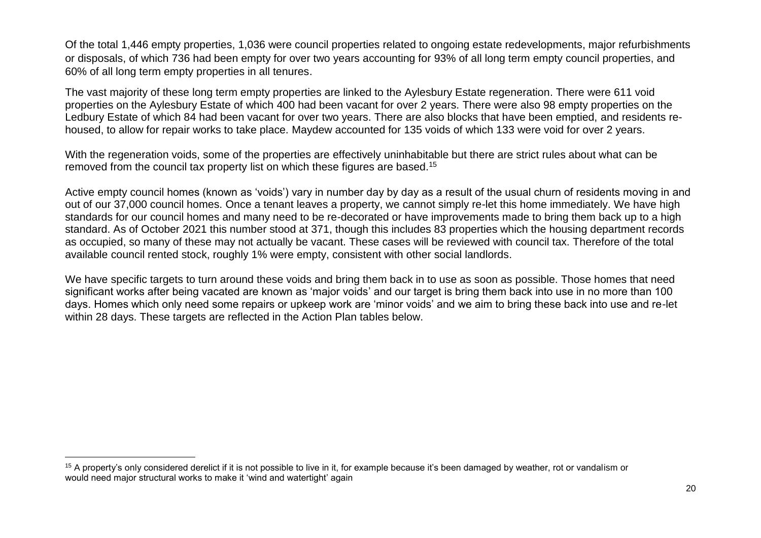Of the total 1,446 empty properties, 1,036 were council properties related to ongoing estate redevelopments, major refurbishments or disposals, of which 736 had been empty for over two years accounting for 93% of all long term empty council properties, and 60% of all long term empty properties in all tenures.

The vast majority of these long term empty properties are linked to the Aylesbury Estate regeneration. There were 611 void properties on the Aylesbury Estate of which 400 had been vacant for over 2 years. There were also 98 empty properties on the Ledbury Estate of which 84 had been vacant for over two years. There are also blocks that have been emptied, and residents re-housed, to allow for repair works to take place. Maydew accounted for 135 voids of which 133 were void for over 2 years.

With the regeneration voids, some of the properties are effectively uninhabitable but there are strict rules about what can be removed from the council tax property list on which these figures are based.[15]

Active empty council homes (known as 'voids') vary in number day by day as a result of the usual churn of residents moving in and out of our 37,000 council homes. Once a tenant leaves a property, we cannot simply re-let this home immediately. We have high standards for our council homes and many need to be re-decorated or have improvements made to bring them back up to a high standard. As of October 2021 this number stood at 371, though this includes 83 properties which the housing department records as occupied, so many of these may not actually be vacant. These cases will be reviewed with council tax. Therefore of the total available council rented stock, roughly 1% were empty, consistent with other social landlords.

We have specific targets to turn around these voids and bring them back in to use as soon as possible. Those homes that need significant works after being vacated are known as 'major voids' and our target is bring them back into use in no more than 100 days. Homes which only need some repairs or upkeep work are 'minor voids' and we aim to bring these back into use and re-let within 28 days. These targets are reflected in the Action Plan tables below.

[15] A property's only considered derelict if it is not possible to live in it, for example because it's been damaged by weather, rot or vandalism or would need major structural works to make it 'wind and watertight' again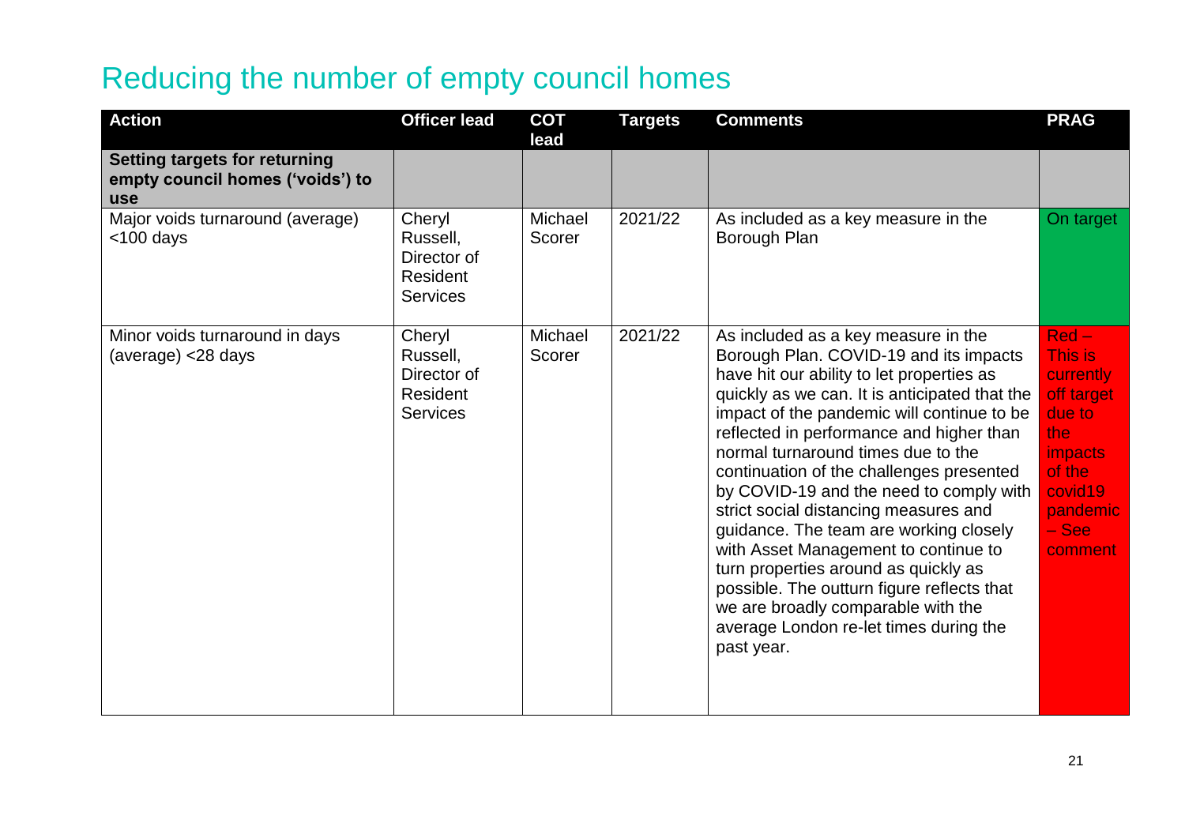# Reducing the number of empty council homes

| Action | Officer lead | COT lead | Targets | Comments | PRAG |
|---|---|---|---|---|---|
| **Setting targets for returning empty council homes ('voids') to use** | | | | | |
| Major voids turnaround (average) <100 days | Cheryl Russell, Director of Resident Services | Michael Scorer | 2021/22 | As included as a key measure in the Borough Plan | On target |
| Minor voids turnaround in days (average) <28 days | Cheryl Russell, Director of Resident Services | Michael Scorer | 2021/22 | As included as a key measure in the Borough Plan. COVID-19 and its impacts have hit our ability to let properties as quickly as we can. It is anticipated that the impact of the pandemic will continue to be reflected in performance and higher than normal turnaround times due to the continuation of the challenges presented by COVID-19 and the need to comply with strict social distancing measures and guidance. The team are working closely with Asset Management to continue to turn properties around as quickly as possible. The outturn figure reflects that we are broadly comparable with the average London re-let times during the past year. | Red – This is currently off target due to the impacts of the covid19 pandemic – See comment |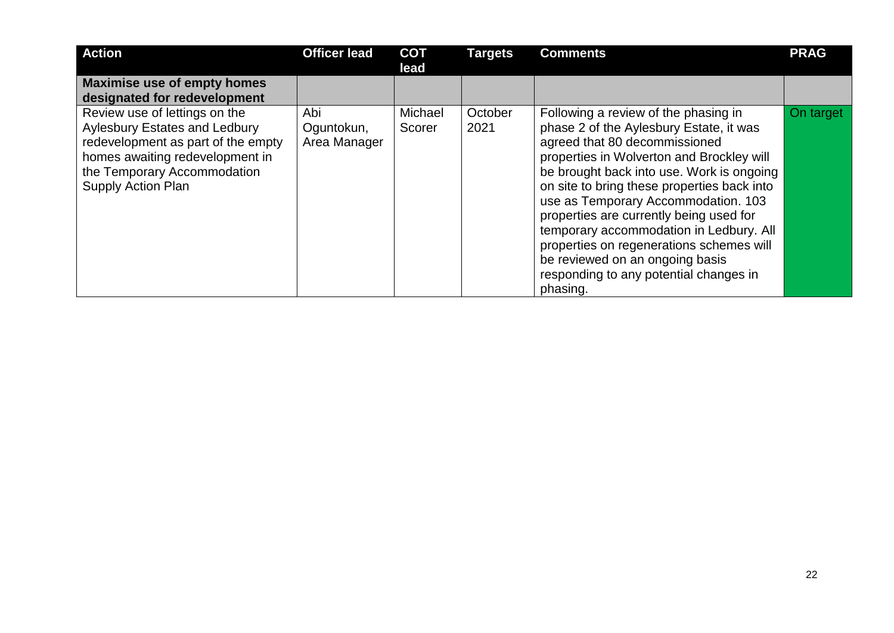| Action | Officer lead | COT lead | Targets | Comments | PRAG |
|---|---|---|---|---|---|
| **Maximise use of empty homes designated for redevelopment** | | | | | |
| Review use of lettings on the Aylesbury Estates and Ledbury redevelopment as part of the empty homes awaiting redevelopment in the Temporary Accommodation Supply Action Plan | Abi Oguntokun, Area Manager | Michael Scorer | October 2021 | Following a review of the phasing in phase 2 of the Aylesbury Estate, it was agreed that 80 decommissioned properties in Wolverton and Brockley will be brought back into use. Work is ongoing on site to bring these properties back into use as Temporary Accommodation. 103 properties are currently being used for temporary accommodation in Ledbury. All properties on regenerations schemes will be reviewed on an ongoing basis responding to any potential changes in phasing. | On target |